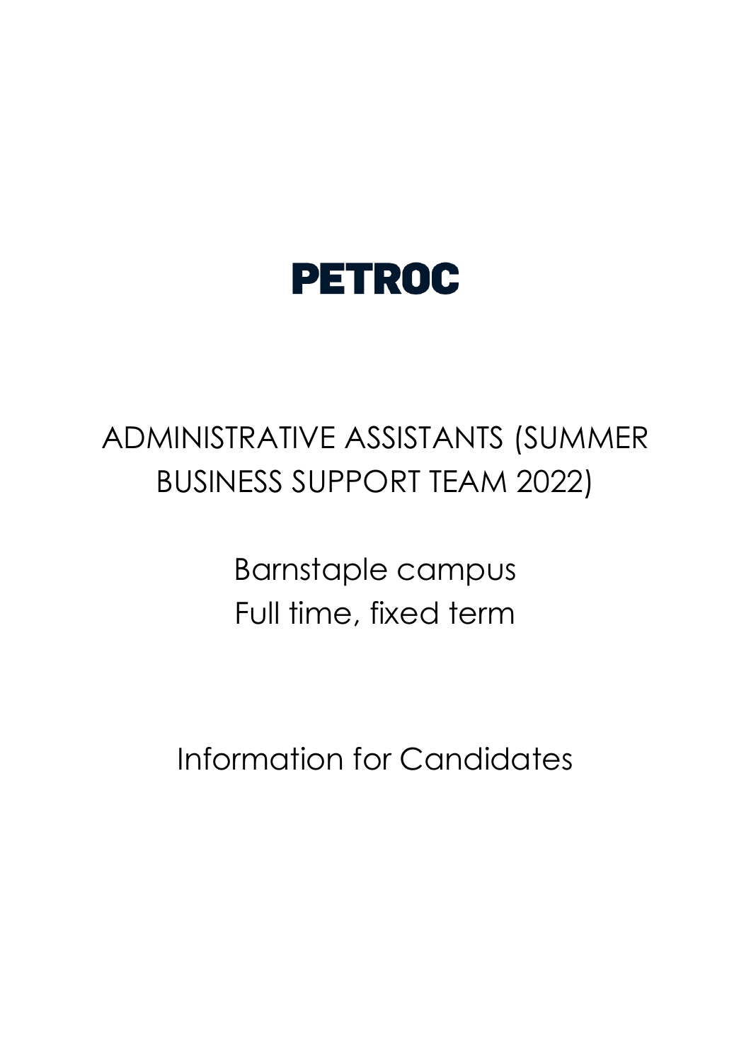# PETROC

## ADMINISTRATIVE ASSISTANTS (SUMMER BUSINESS SUPPORT TEAM 2022)

Barnstaple campus
Full time, fixed term

Information for Candidates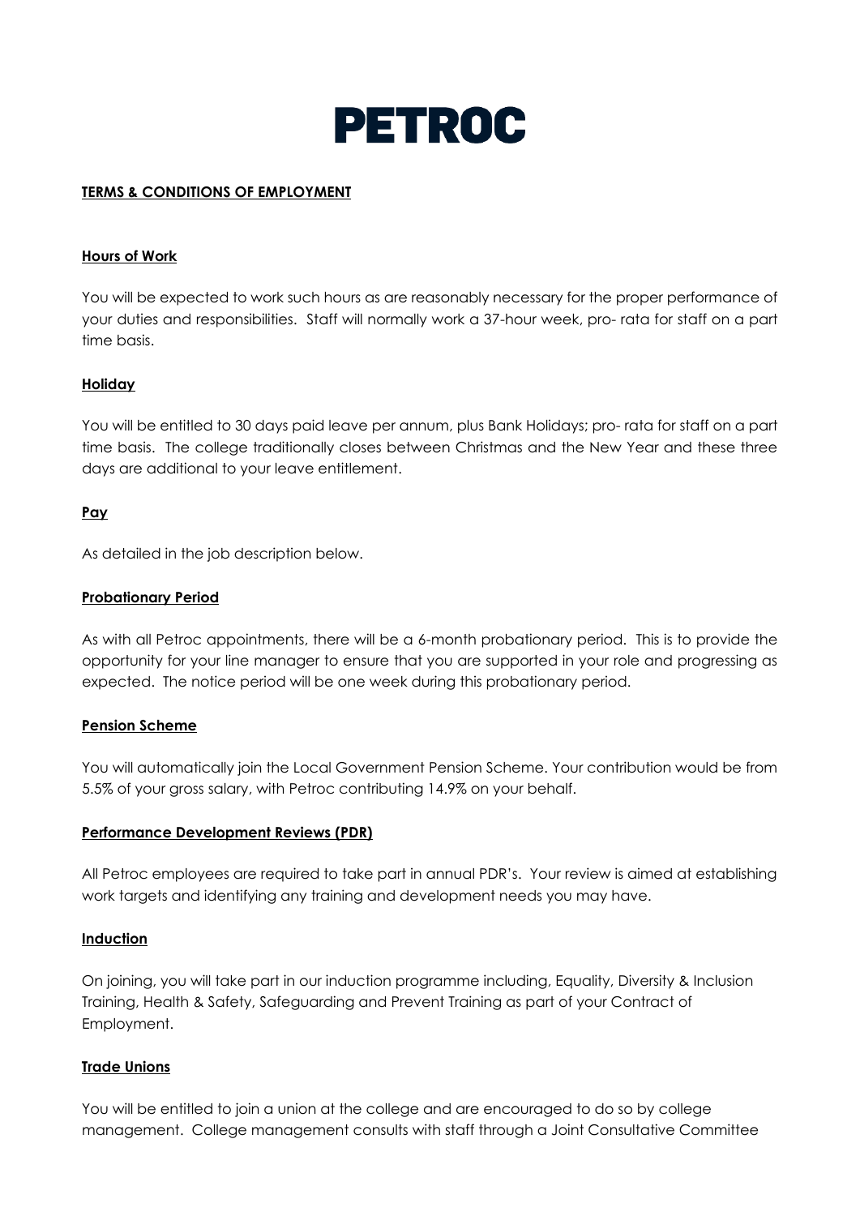# PETROC

**TERMS & CONDITIONS OF EMPLOYMENT**

**Hours of Work**

You will be expected to work such hours as are reasonably necessary for the proper performance of your duties and responsibilities. Staff will normally work a 37-hour week, pro- rata for staff on a part time basis.

**Holiday**

You will be entitled to 30 days paid leave per annum, plus Bank Holidays; pro- rata for staff on a part time basis. The college traditionally closes between Christmas and the New Year and these three days are additional to your leave entitlement.

**Pay**

As detailed in the job description below.

**Probationary Period**

As with all Petroc appointments, there will be a 6-month probationary period. This is to provide the opportunity for your line manager to ensure that you are supported in your role and progressing as expected. The notice period will be one week during this probationary period.

**Pension Scheme**

You will automatically join the Local Government Pension Scheme. Your contribution would be from 5.5% of your gross salary, with Petroc contributing 14.9% on your behalf.

**Performance Development Reviews (PDR)**

All Petroc employees are required to take part in annual PDR's. Your review is aimed at establishing work targets and identifying any training and development needs you may have.

**Induction**

On joining, you will take part in our induction programme including, Equality, Diversity & Inclusion Training, Health & Safety, Safeguarding and Prevent Training as part of your Contract of Employment.

**Trade Unions**

You will be entitled to join a union at the college and are encouraged to do so by college management. College management consults with staff through a Joint Consultative Committee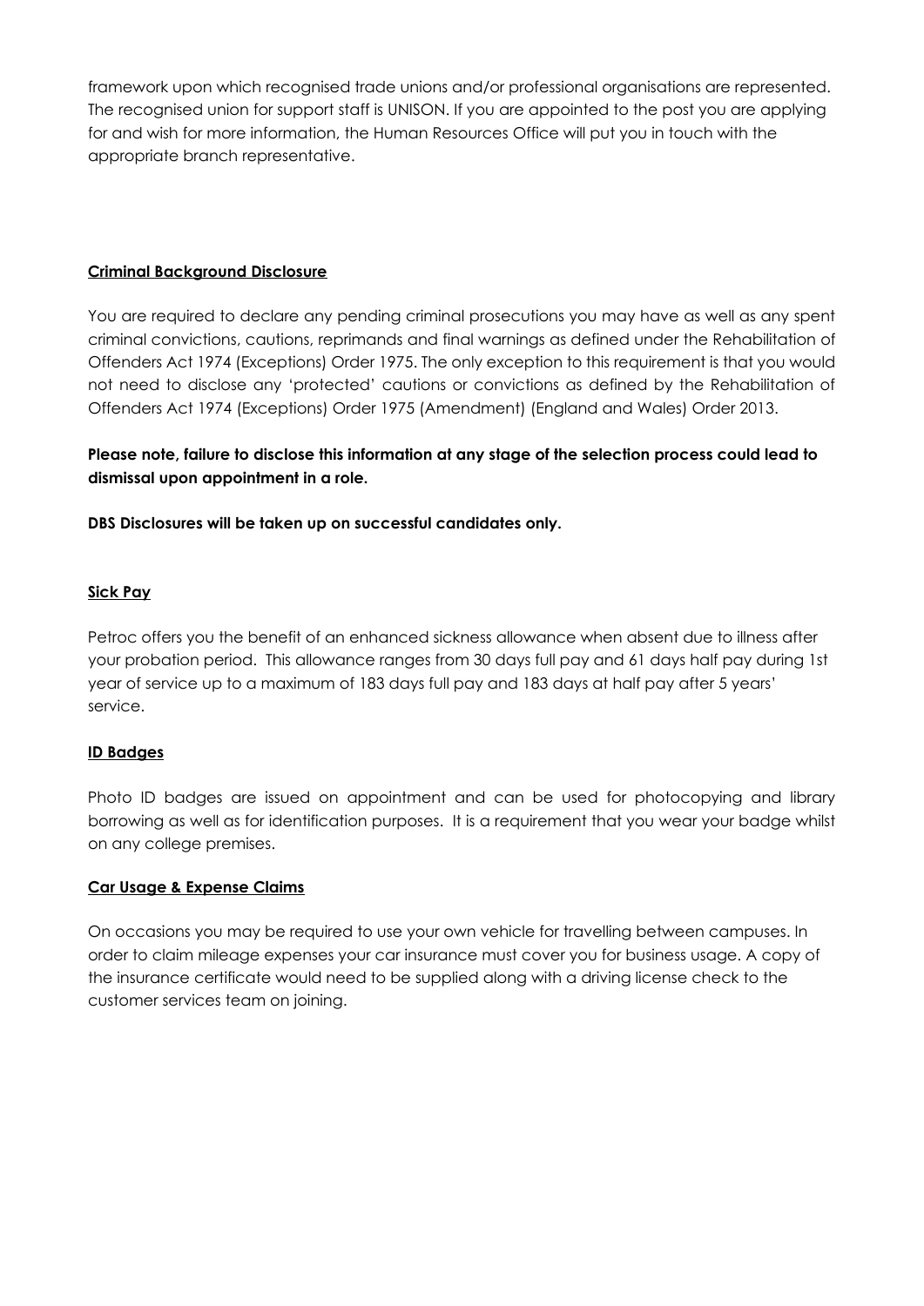framework upon which recognised trade unions and/or professional organisations are represented. The recognised union for support staff is UNISON. If you are appointed to the post you are applying for and wish for more information, the Human Resources Office will put you in touch with the appropriate branch representative.

## Criminal Background Disclosure

You are required to declare any pending criminal prosecutions you may have as well as any spent criminal convictions, cautions, reprimands and final warnings as defined under the Rehabilitation of Offenders Act 1974 (Exceptions) Order 1975. The only exception to this requirement is that you would not need to disclose any 'protected' cautions or convictions as defined by the Rehabilitation of Offenders Act 1974 (Exceptions) Order 1975 (Amendment) (England and Wales) Order 2013.

**Please note, failure to disclose this information at any stage of the selection process could lead to dismissal upon appointment in a role.**

**DBS Disclosures will be taken up on successful candidates only.**

## Sick Pay

Petroc offers you the benefit of an enhanced sickness allowance when absent due to illness after your probation period. This allowance ranges from 30 days full pay and 61 days half pay during 1st year of service up to a maximum of 183 days full pay and 183 days at half pay after 5 years' service.

## ID Badges

Photo ID badges are issued on appointment and can be used for photocopying and library borrowing as well as for identification purposes. It is a requirement that you wear your badge whilst on any college premises.

## Car Usage & Expense Claims

On occasions you may be required to use your own vehicle for travelling between campuses. In order to claim mileage expenses your car insurance must cover you for business usage. A copy of the insurance certificate would need to be supplied along with a driving license check to the customer services team on joining.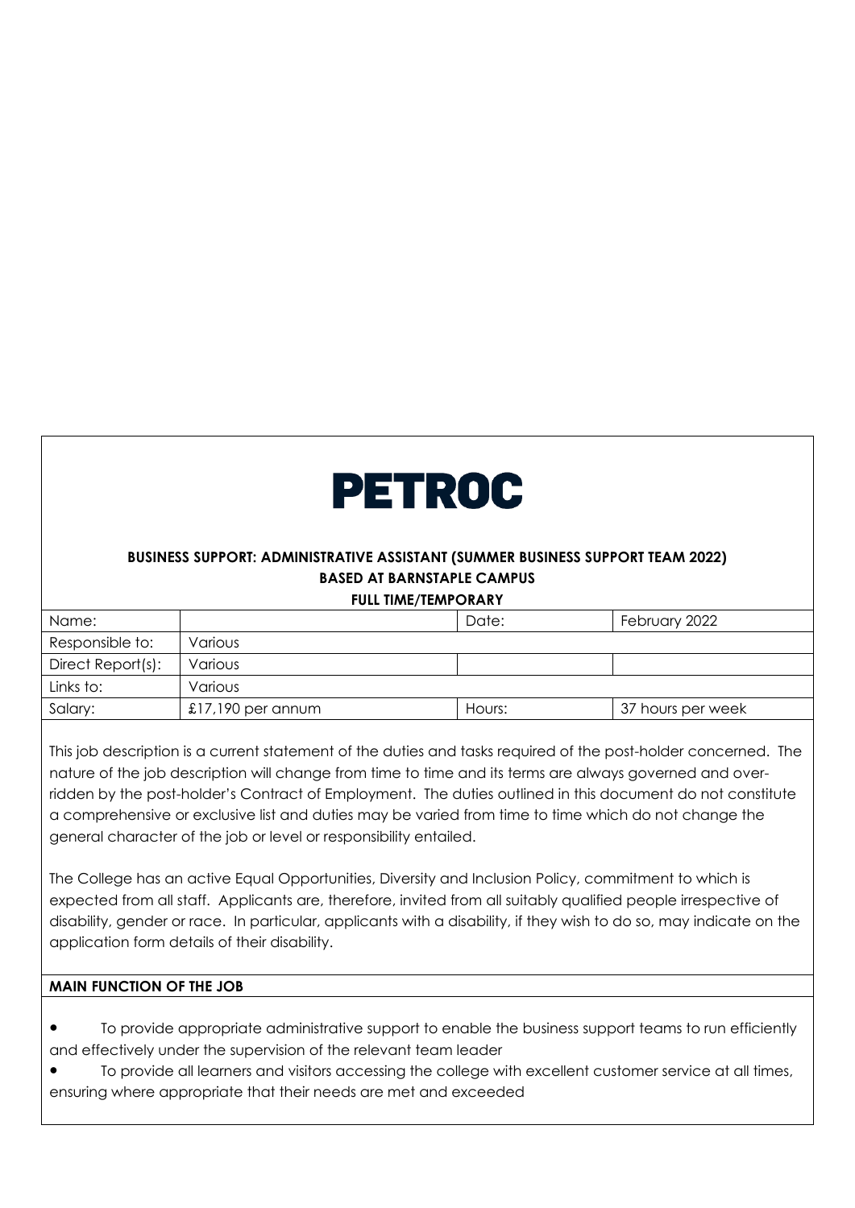# PETROC

**BUSINESS SUPPORT: ADMINISTRATIVE ASSISTANT (SUMMER BUSINESS SUPPORT TEAM 2022)**
**BASED AT BARNSTAPLE CAMPUS**
**FULL TIME/TEMPORARY**

| Name: | | Date: | February 2022 |
|---|---|---|---|
| Responsible to: | Various | | |
| Direct Report(s): | Various | | |
| Links to: | Various | | |
| Salary: | £17,190 per annum | Hours: | 37 hours per week |

This job description is a current statement of the duties and tasks required of the post-holder concerned. The nature of the job description will change from time to time and its terms are always governed and over-ridden by the post-holder's Contract of Employment. The duties outlined in this document do not constitute a comprehensive or exclusive list and duties may be varied from time to time which do not change the general character of the job or level or responsibility entailed.

The College has an active Equal Opportunities, Diversity and Inclusion Policy, commitment to which is expected from all staff. Applicants are, therefore, invited from all suitably qualified people irrespective of disability, gender or race. In particular, applicants with a disability, if they wish to do so, may indicate on the application form details of their disability.

**MAIN FUNCTION OF THE JOB**

- To provide appropriate administrative support to enable the business support teams to run efficiently and effectively under the supervision of the relevant team leader
- To provide all learners and visitors accessing the college with excellent customer service at all times, ensuring where appropriate that their needs are met and exceeded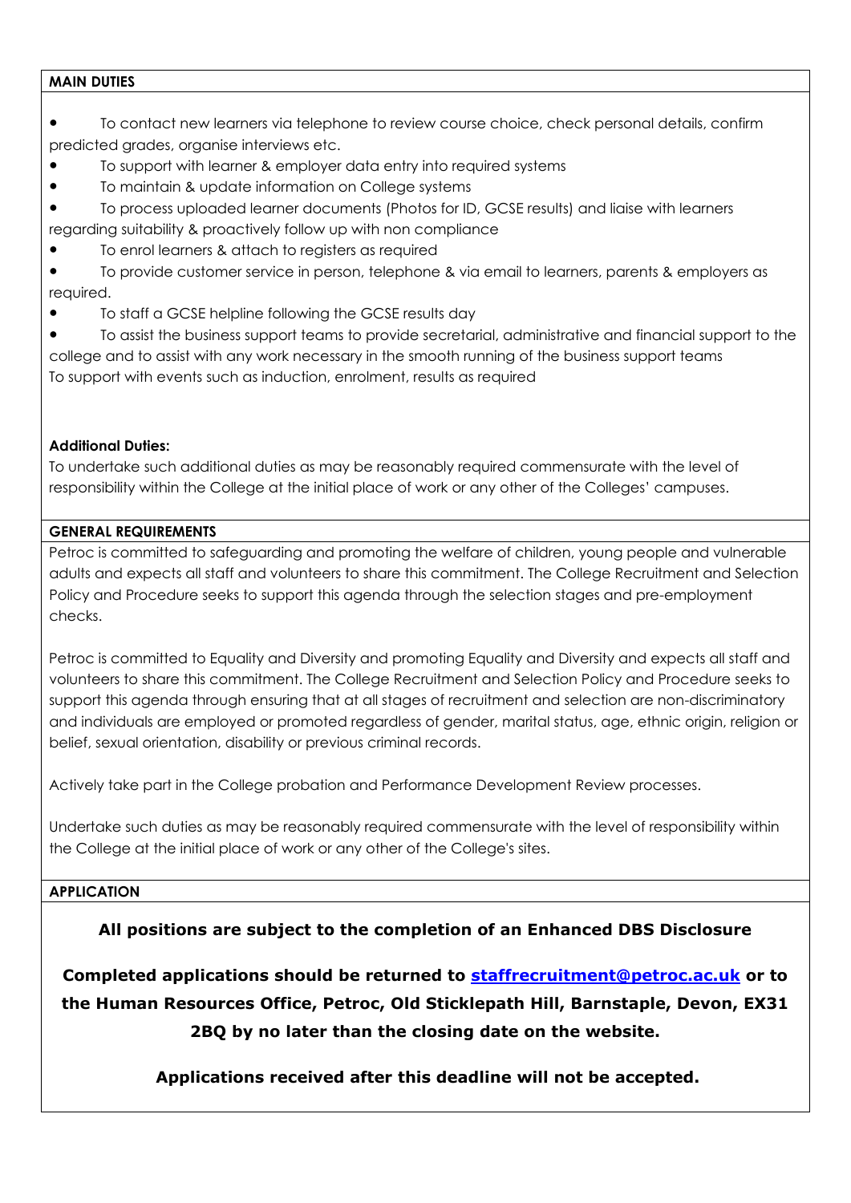## MAIN DUTIES

- To contact new learners via telephone to review course choice, check personal details, confirm predicted grades, organise interviews etc.
- To support with learner & employer data entry into required systems
- To maintain & update information on College systems
- To process uploaded learner documents (Photos for ID, GCSE results) and liaise with learners regarding suitability & proactively follow up with non compliance
- To enrol learners & attach to registers as required
- To provide customer service in person, telephone & via email to learners, parents & employers as required.
- To staff a GCSE helpline following the GCSE results day
- To assist the business support teams to provide secretarial, administrative and financial support to the college and to assist with any work necessary in the smooth running of the business support teams

To support with events such as induction, enrolment, results as required

**Additional Duties:**

To undertake such additional duties as may be reasonably required commensurate with the level of responsibility within the College at the initial place of work or any other of the Colleges' campuses.

## GENERAL REQUIREMENTS

Petroc is committed to safeguarding and promoting the welfare of children, young people and vulnerable adults and expects all staff and volunteers to share this commitment. The College Recruitment and Selection Policy and Procedure seeks to support this agenda through the selection stages and pre-employment checks.

Petroc is committed to Equality and Diversity and promoting Equality and Diversity and expects all staff and volunteers to share this commitment. The College Recruitment and Selection Policy and Procedure seeks to support this agenda through ensuring that at all stages of recruitment and selection are non-discriminatory and individuals are employed or promoted regardless of gender, marital status, age, ethnic origin, religion or belief, sexual orientation, disability or previous criminal records.

Actively take part in the College probation and Performance Development Review processes.

Undertake such duties as may be reasonably required commensurate with the level of responsibility within the College at the initial place of work or any other of the College's sites.

## APPLICATION

**All positions are subject to the completion of an Enhanced DBS Disclosure**

**Completed applications should be returned to [staffrecruitment@petroc.ac.uk](mailto:staffrecruitment@petroc.ac.uk) or to the Human Resources Office, Petroc, Old Sticklepath Hill, Barnstaple, Devon, EX31 2BQ by no later than the closing date on the website.**

**Applications received after this deadline will not be accepted.**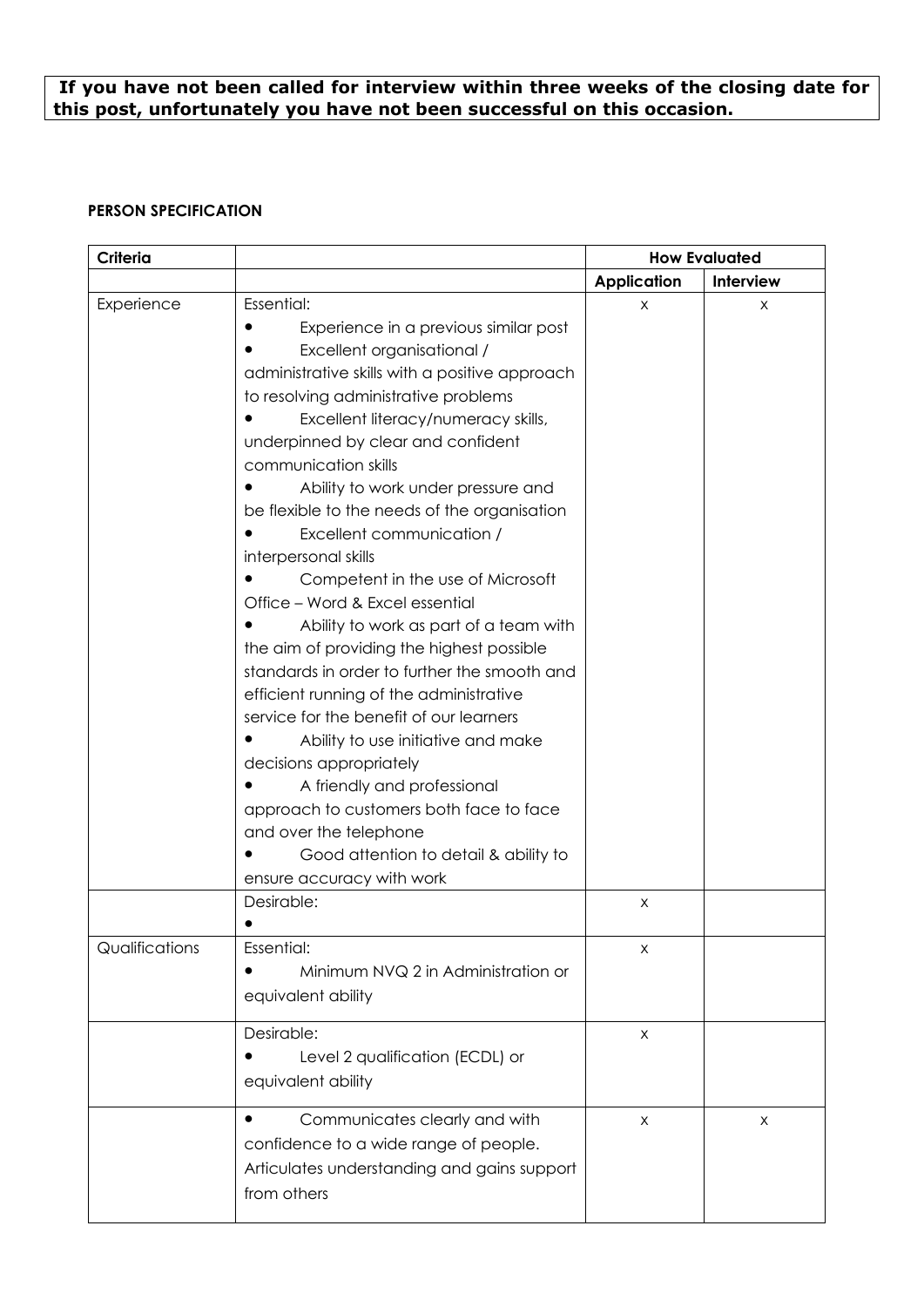**If you have not been called for interview within three weeks of the closing date for this post, unfortunately you have not been successful on this occasion.**

**PERSON SPECIFICATION**

| Criteria | | How Evaluated | |
|---|---|---|---|
| | | **Application** | **Interview** |
| Experience | Essential:<br>• Experience in a previous similar post<br>• Excellent organisational / administrative skills with a positive approach to resolving administrative problems<br>• Excellent literacy/numeracy skills, underpinned by clear and confident communication skills<br>• Ability to work under pressure and be flexible to the needs of the organisation<br>• Excellent communication / interpersonal skills<br>• Competent in the use of Microsoft Office – Word & Excel essential<br>• Ability to work as part of a team with the aim of providing the highest possible standards in order to further the smooth and efficient running of the administrative service for the benefit of our learners<br>• Ability to use initiative and make decisions appropriately<br>• A friendly and professional approach to customers both face to face and over the telephone<br>• Good attention to detail & ability to ensure accuracy with work | x | x |
| | Desirable:<br>• | x | |
| Qualifications | Essential:<br>• Minimum NVQ 2 in Administration or equivalent ability | x | |
| | Desirable:<br>• Level 2 qualification (ECDL) or equivalent ability | x | |
| | • Communicates clearly and with confidence to a wide range of people. Articulates understanding and gains support from others | x | x |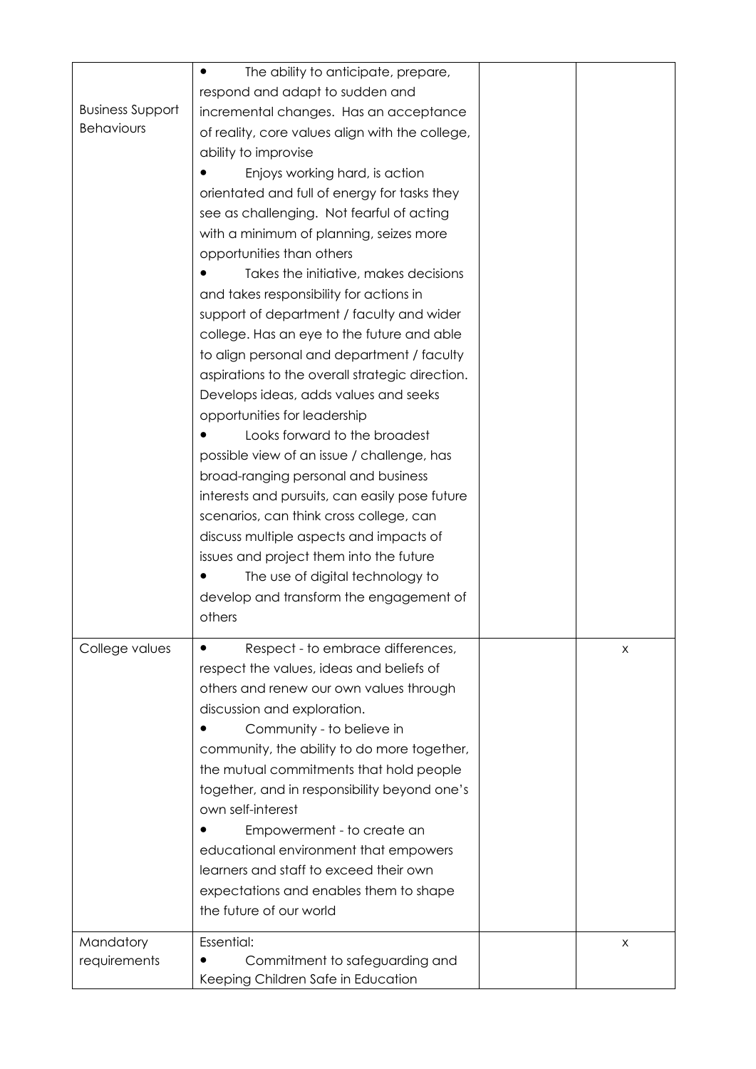| | | | |
|---|---|---|---|
| Business Support Behaviours | • The ability to anticipate, prepare, respond and adapt to sudden and incremental changes. Has an acceptance of reality, core values align with the college, ability to improvise<br>• Enjoys working hard, is action orientated and full of energy for tasks they see as challenging. Not fearful of acting with a minimum of planning, seizes more opportunities than others<br>• Takes the initiative, makes decisions and takes responsibility for actions in support of department / faculty and wider college. Has an eye to the future and able to align personal and department / faculty aspirations to the overall strategic direction. Develops ideas, adds values and seeks opportunities for leadership<br>• Looks forward to the broadest possible view of an issue / challenge, has broad-ranging personal and business interests and pursuits, can easily pose future scenarios, can think cross college, can discuss multiple aspects and impacts of issues and project them into the future<br>• The use of digital technology to develop and transform the engagement of others | | |
| College values | • Respect - to embrace differences, respect the values, ideas and beliefs of others and renew our own values through discussion and exploration.<br>• Community - to believe in community, the ability to do more together, the mutual commitments that hold people together, and in responsibility beyond one's own self-interest<br>• Empowerment - to create an educational environment that empowers learners and staff to exceed their own expectations and enables them to shape the future of our world | | x |
| Mandatory requirements | Essential:<br>• Commitment to safeguarding and Keeping Children Safe in Education | | x |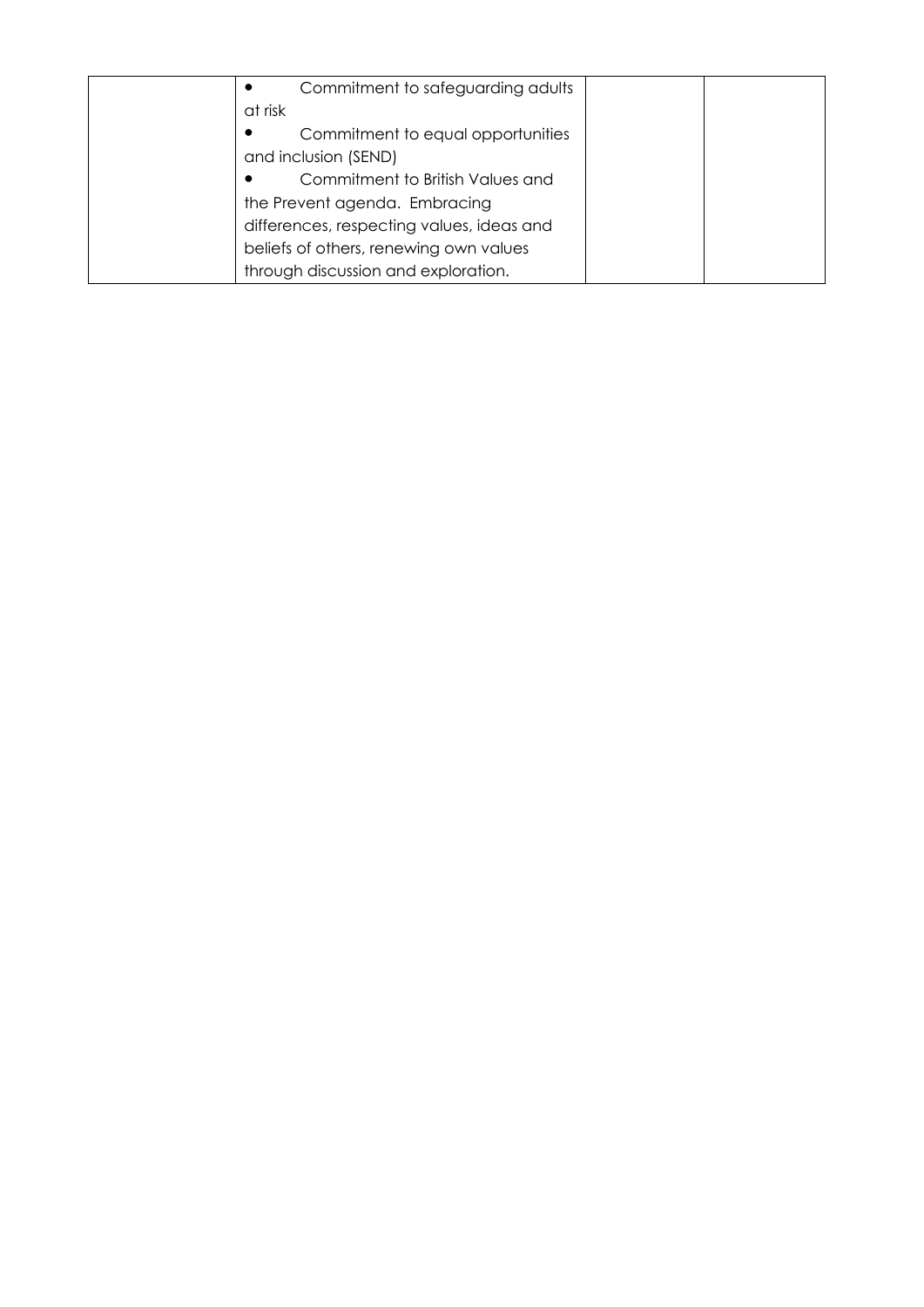| | | | |
|---|---|---|---|
| | • Commitment to safeguarding adults at risk<br>• Commitment to equal opportunities and inclusion (SEND)<br>• Commitment to British Values and the Prevent agenda. Embracing differences, respecting values, ideas and beliefs of others, renewing own values through discussion and exploration. | | |